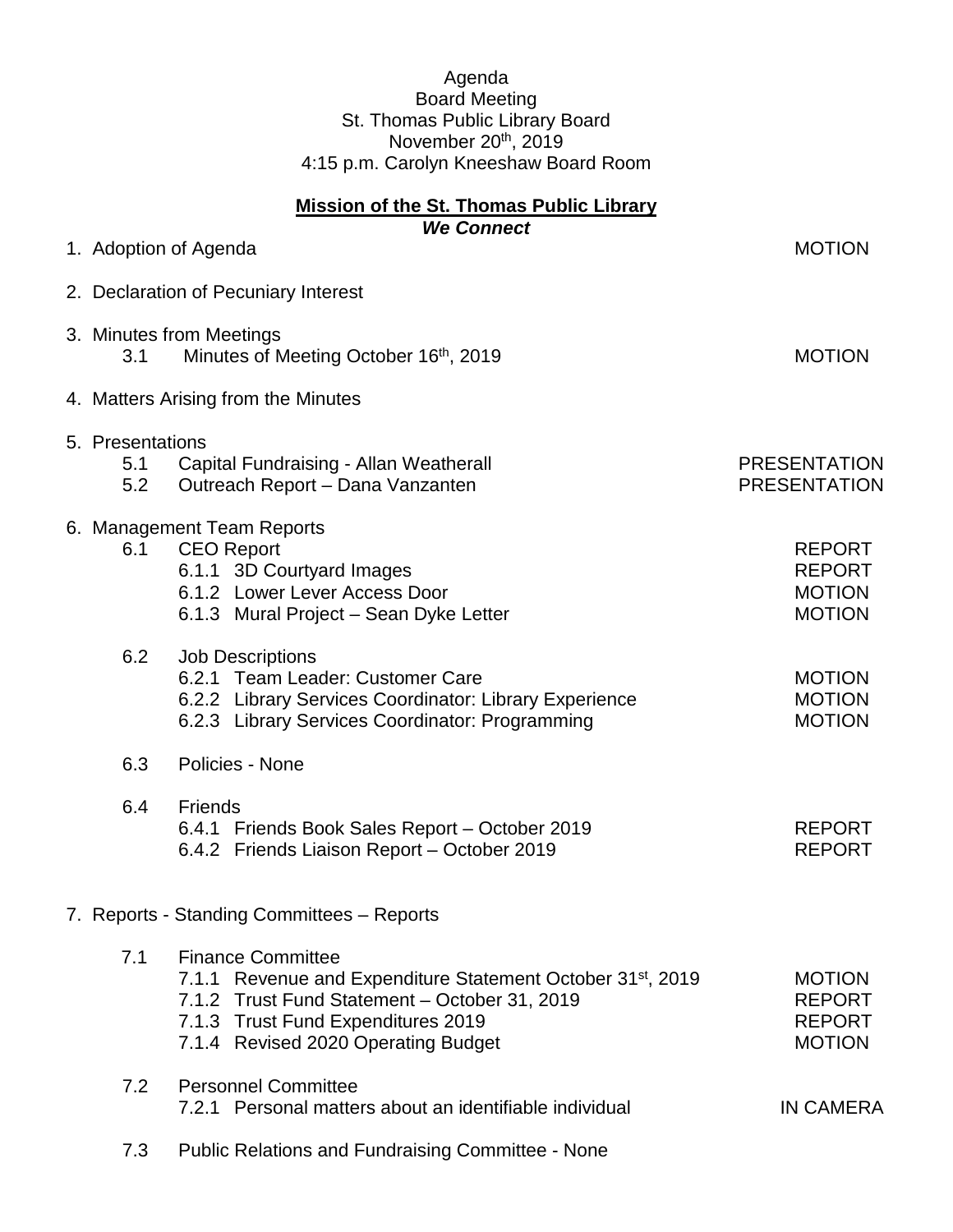Agenda
Board Meeting
St. Thomas Public Library Board
November 20th, 2019
4:15 p.m. Carolyn Kneeshaw Board Room

**Mission of the St. Thomas Public Library**
***We Connect***

| | |
|---|---|
| 1. Adoption of Agenda | MOTION |
| 2. Declaration of Pecuniary Interest | |
| 3. Minutes from Meetings | |
| 3.1 Minutes of Meeting October 16th, 2019 | MOTION |
| 4. Matters Arising from the Minutes | |
| 5. Presentations | |
| 5.1 Capital Fundraising - Allan Weatherall | PRESENTATION |
| 5.2 Outreach Report – Dana Vanzanten | PRESENTATION |
| 6. Management Team Reports | |
| 6.1 CEO Report | REPORT |
| 6.1.1 3D Courtyard Images | REPORT |
| 6.1.2 Lower Lever Access Door | MOTION |
| 6.1.3 Mural Project – Sean Dyke Letter | MOTION |
| 6.2 Job Descriptions | |
| 6.2.1 Team Leader: Customer Care | MOTION |
| 6.2.2 Library Services Coordinator: Library Experience | MOTION |
| 6.2.3 Library Services Coordinator: Programming | MOTION |
| 6.3 Policies - None | |
| 6.4 Friends | |
| 6.4.1 Friends Book Sales Report – October 2019 | REPORT |
| 6.4.2 Friends Liaison Report – October 2019 | REPORT |
| 7. Reports - Standing Committees – Reports | |
| 7.1 Finance Committee | |
| 7.1.1 Revenue and Expenditure Statement October 31st, 2019 | MOTION |
| 7.1.2 Trust Fund Statement – October 31, 2019 | REPORT |
| 7.1.3 Trust Fund Expenditures 2019 | REPORT |
| 7.1.4 Revised 2020 Operating Budget | MOTION |
| 7.2 Personnel Committee | |
| 7.2.1 Personal matters about an identifiable individual | IN CAMERA |
| 7.3 Public Relations and Fundraising Committee - None | |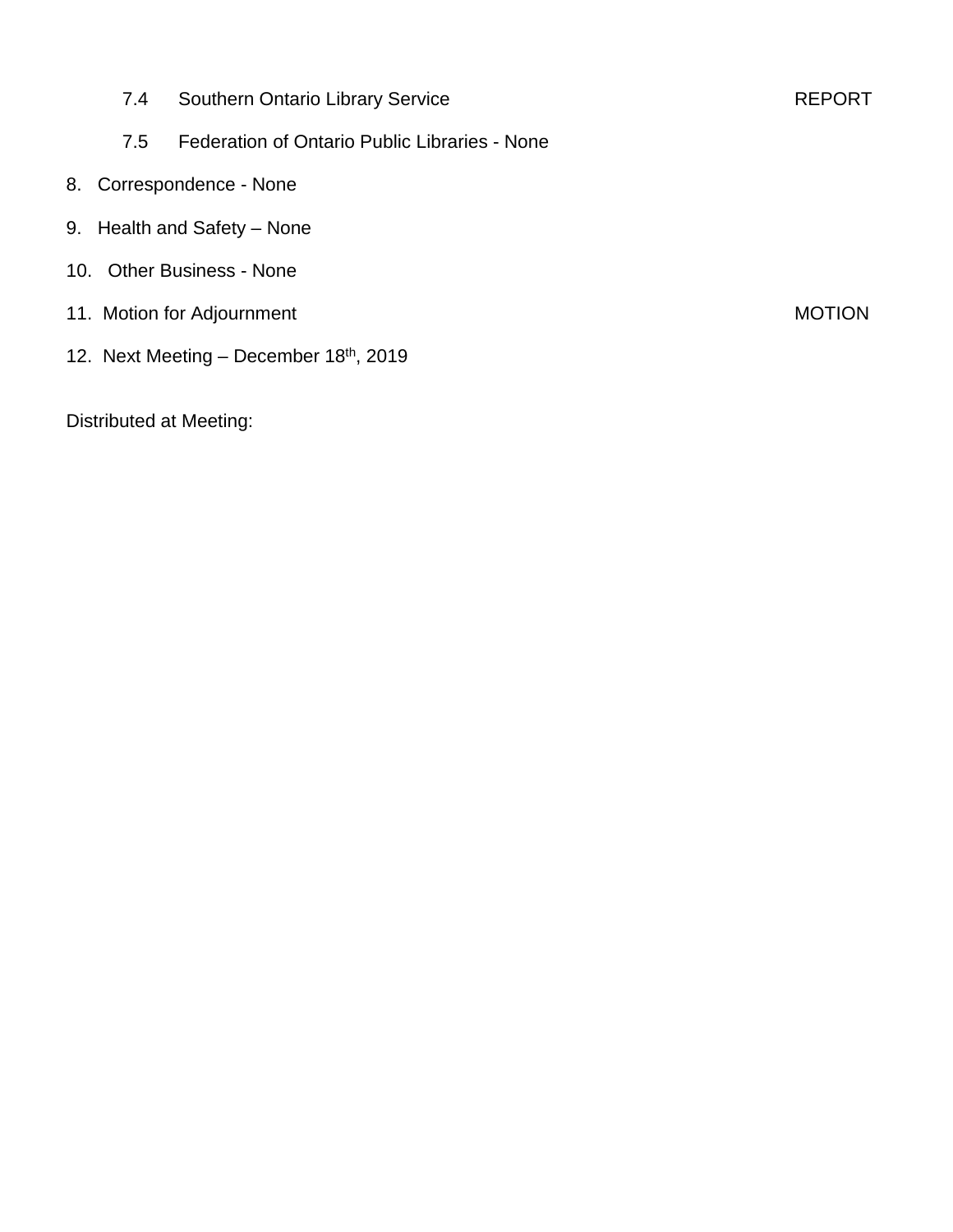7.4 Southern Ontario Library Service REPORT

7.5 Federation of Ontario Public Libraries - None

8. Correspondence - None

9. Health and Safety – None

10. Other Business - None

11. Motion for Adjournment MOTION

12. Next Meeting – December 18th, 2019

Distributed at Meeting: